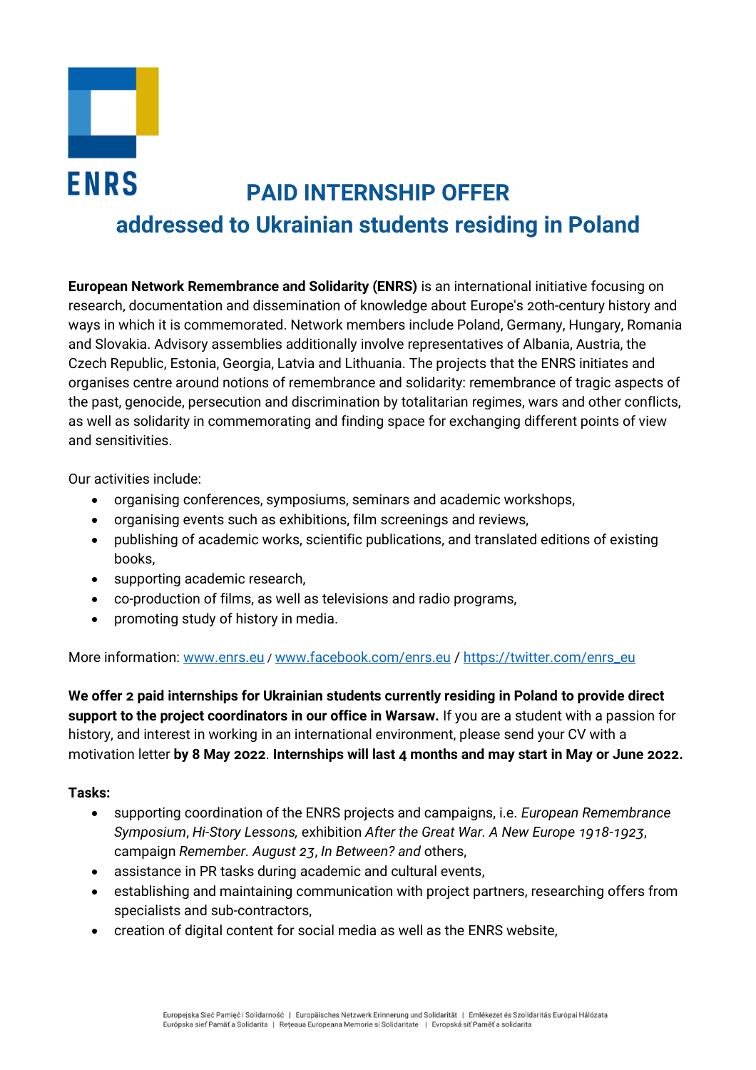ENRS

# PAID INTERNSHIP OFFER

## addressed to Ukrainian students residing in Poland

**European Network Remembrance and Solidarity (ENRS)** is an international initiative focusing on research, documentation and dissemination of knowledge about Europe's 20th-century history and ways in which it is commemorated. Network members include Poland, Germany, Hungary, Romania and Slovakia. Advisory assemblies additionally involve representatives of Albania, Austria, the Czech Republic, Estonia, Georgia, Latvia and Lithuania. The projects that the ENRS initiates and organises centre around notions of remembrance and solidarity: remembrance of tragic aspects of the past, genocide, persecution and discrimination by totalitarian regimes, wars and other conflicts, as well as solidarity in commemorating and finding space for exchanging different points of view and sensitivities.

Our activities include:

- organising conferences, symposiums, seminars and academic workshops,
- organising events such as exhibitions, film screenings and reviews,
- publishing of academic works, scientific publications, and translated editions of existing books,
- supporting academic research,
- co-production of films, as well as televisions and radio programs,
- promoting study of history in media.

More information: www.enrs.eu / www.facebook.com/enrs.eu / https://twitter.com/enrs_eu

**We offer 2 paid internships for Ukrainian students currently residing in Poland to provide direct support to the project coordinators in our office in Warsaw.** If you are a student with a passion for history, and interest in working in an international environment, please send your CV with a motivation letter **by 8 May 2022**. **Internships will last 4 months and may start in May or June 2022.**

**Tasks:**

- supporting coordination of the ENRS projects and campaigns, i.e. *European Remembrance Symposium*, *Hi-Story Lessons,* exhibition *After the Great War. A New Europe 1918-1923*, campaign *Remember. August 23*, *In Between? and* others,
- assistance in PR tasks during academic and cultural events,
- establishing and maintaining communication with project partners, researching offers from specialists and sub-contractors,
- creation of digital content for social media as well as the ENRS website,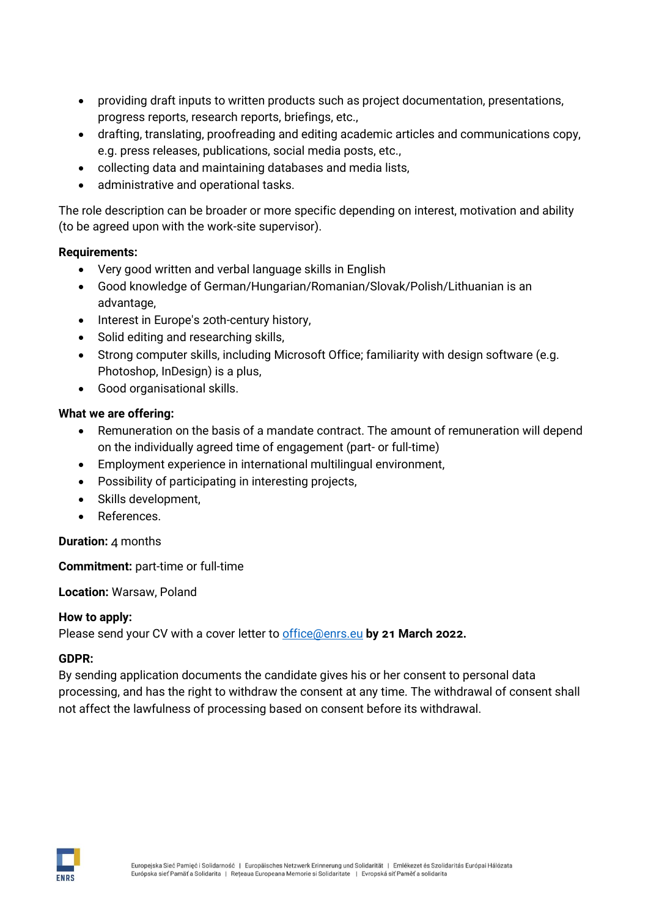- providing draft inputs to written products such as project documentation, presentations, progress reports, research reports, briefings, etc.,
- drafting, translating, proofreading and editing academic articles and communications copy, e.g. press releases, publications, social media posts, etc.,
- collecting data and maintaining databases and media lists,
- administrative and operational tasks.

The role description can be broader or more specific depending on interest, motivation and ability (to be agreed upon with the work-site supervisor).

**Requirements:**

- Very good written and verbal language skills in English
- Good knowledge of German/Hungarian/Romanian/Slovak/Polish/Lithuanian is an advantage,
- Interest in Europe's 20th-century history,
- Solid editing and researching skills,
- Strong computer skills, including Microsoft Office; familiarity with design software (e.g. Photoshop, InDesign) is a plus,
- Good organisational skills.

**What we are offering:**

- Remuneration on the basis of a mandate contract. The amount of remuneration will depend on the individually agreed time of engagement (part- or full-time)
- Employment experience in international multilingual environment,
- Possibility of participating in interesting projects,
- Skills development,
- References.

**Duration:** 4 months

**Commitment:** part-time or full-time

**Location:** Warsaw, Poland

**How to apply:**
Please send your CV with a cover letter to office@enrs.eu **by 21 March 2022.**

**GDPR:**
By sending application documents the candidate gives his or her consent to personal data processing, and has the right to withdraw the consent at any time. The withdrawal of consent shall not affect the lawfulness of processing based on consent before its withdrawal.